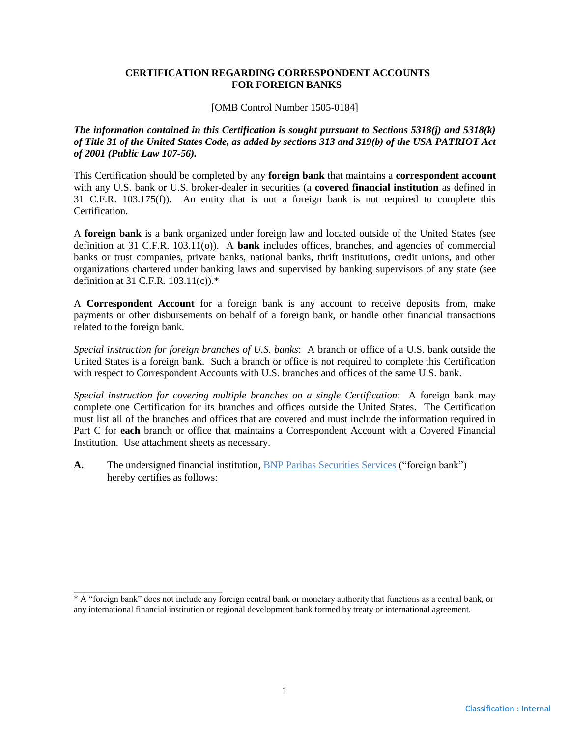# CERTIFICATION REGARDING CORRESPONDENT ACCOUNTS FOR FOREIGN BANKS

[OMB Control Number 1505-0184]

***The information contained in this Certification is sought pursuant to Sections 5318(j) and 5318(k) of Title 31 of the United States Code, as added by sections 313 and 319(b) of the USA PATRIOT Act of 2001 (Public Law 107-56).***

This Certification should be completed by any **foreign bank** that maintains a **correspondent account** with any U.S. bank or U.S. broker-dealer in securities (a **covered financial institution** as defined in 31 C.F.R. 103.175(f)). An entity that is not a foreign bank is not required to complete this Certification.

A **foreign bank** is a bank organized under foreign law and located outside of the United States (see definition at 31 C.F.R. 103.11(o)). A **bank** includes offices, branches, and agencies of commercial banks or trust companies, private banks, national banks, thrift institutions, credit unions, and other organizations chartered under banking laws and supervised by banking supervisors of any state (see definition at 31 C.F.R. 103.11(c)).*

A **Correspondent Account** for a foreign bank is any account to receive deposits from, make payments or other disbursements on behalf of a foreign bank, or handle other financial transactions related to the foreign bank.

*Special instruction for foreign branches of U.S. banks*: A branch or office of a U.S. bank outside the United States is a foreign bank. Such a branch or office is not required to complete this Certification with respect to Correspondent Accounts with U.S. branches and offices of the same U.S. bank.

*Special instruction for covering multiple branches on a single Certification*: A foreign bank may complete one Certification for its branches and offices outside the United States. The Certification must list all of the branches and offices that are covered and must include the information required in Part C for **each** branch or office that maintains a Correspondent Account with a Covered Financial Institution. Use attachment sheets as necessary.

**A.** The undersigned financial institution, BNP Paribas Securities Services ("foreign bank") hereby certifies as follows:

---

* A "foreign bank" does not include any foreign central bank or monetary authority that functions as a central bank, or any international financial institution or regional development bank formed by treaty or international agreement.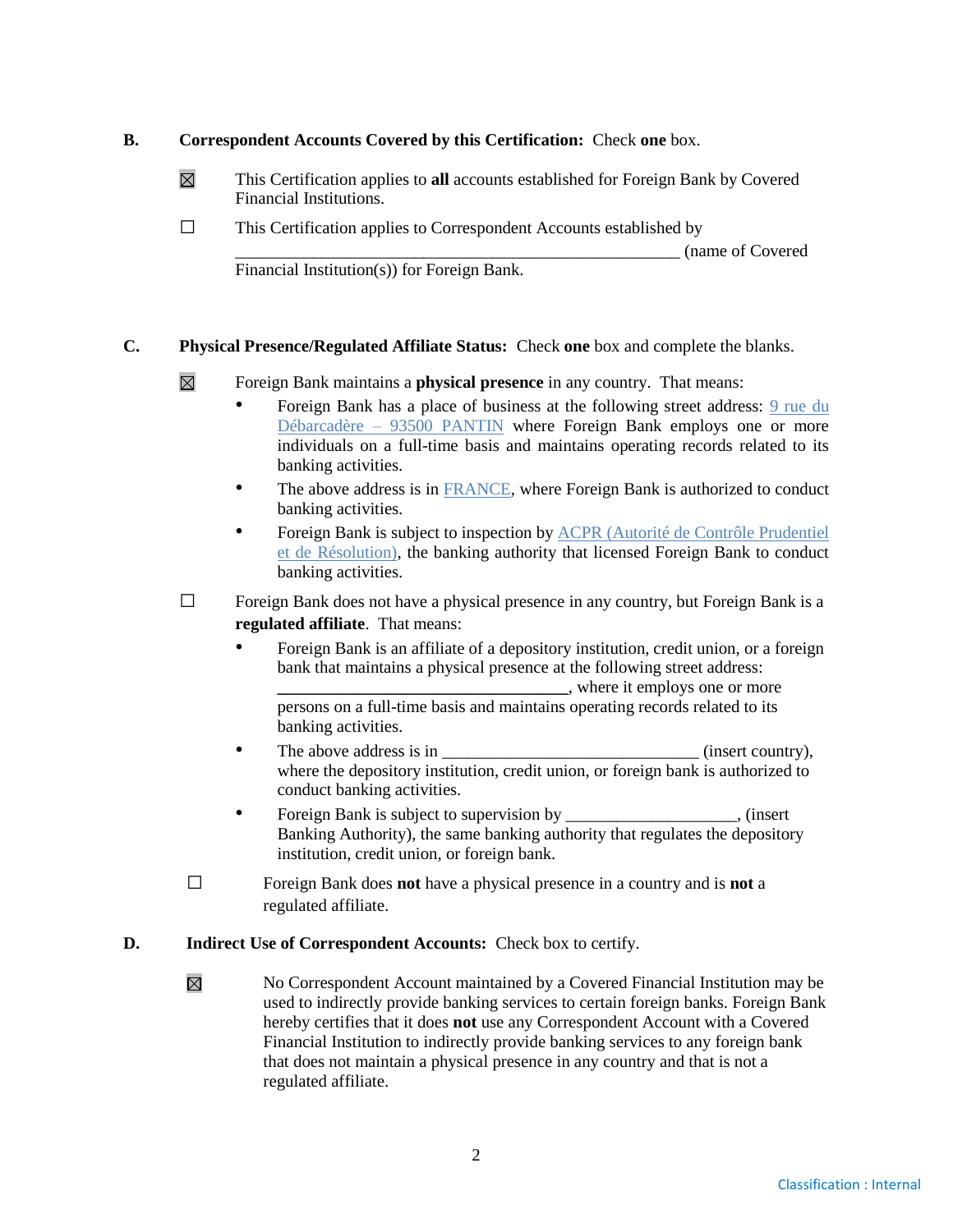**B. Correspondent Accounts Covered by this Certification:** Check **one** box.

☒ This Certification applies to **all** accounts established for Foreign Bank by Covered Financial Institutions.

☐ This Certification applies to Correspondent Accounts established by ______________________________________________________ (name of Covered Financial Institution(s)) for Foreign Bank.

**C. Physical Presence/Regulated Affiliate Status:** Check **one** box and complete the blanks.

☒ Foreign Bank maintains a **physical presence** in any country. That means:

- Foreign Bank has a place of business at the following street address: 9 rue du Débarcadère – 93500 PANTIN where Foreign Bank employs one or more individuals on a full-time basis and maintains operating records related to its banking activities.
- The above address is in FRANCE, where Foreign Bank is authorized to conduct banking activities.
- Foreign Bank is subject to inspection by ACPR (Autorité de Contrôle Prudentiel et de Résolution), the banking authority that licensed Foreign Bank to conduct banking activities.

☐ Foreign Bank does not have a physical presence in any country, but Foreign Bank is a **regulated affiliate**. That means:

- Foreign Bank is an affiliate of a depository institution, credit union, or a foreign bank that maintains a physical presence at the following street address: ____________________________________, where it employs one or more persons on a full-time basis and maintains operating records related to its banking activities.
- The above address is in ______________________________ (insert country), where the depository institution, credit union, or foreign bank is authorized to conduct banking activities.
- Foreign Bank is subject to supervision by ___________________, (insert Banking Authority), the same banking authority that regulates the depository institution, credit union, or foreign bank.

☐ Foreign Bank does **not** have a physical presence in a country and is **not** a regulated affiliate.

**D. Indirect Use of Correspondent Accounts:** Check box to certify.

☒ No Correspondent Account maintained by a Covered Financial Institution may be used to indirectly provide banking services to certain foreign banks. Foreign Bank hereby certifies that it does **not** use any Correspondent Account with a Covered Financial Institution to indirectly provide banking services to any foreign bank that does not maintain a physical presence in any country and that is not a regulated affiliate.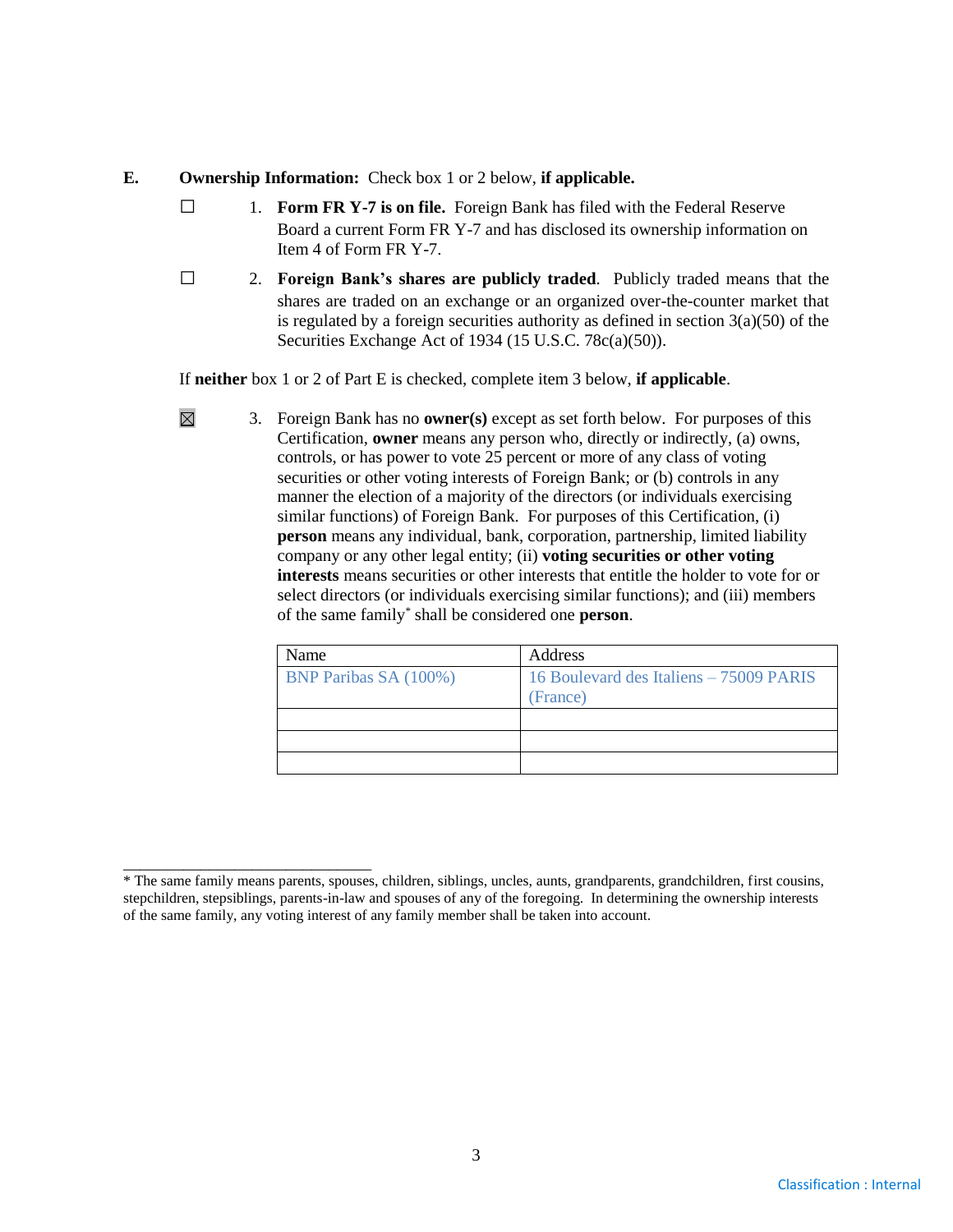**E. Ownership Information:** Check box 1 or 2 below, **if applicable.**

☐ 1. **Form FR Y-7 is on file.** Foreign Bank has filed with the Federal Reserve Board a current Form FR Y-7 and has disclosed its ownership information on Item 4 of Form FR Y-7.

☐ 2. **Foreign Bank's shares are publicly traded**. Publicly traded means that the shares are traded on an exchange or an organized over-the-counter market that is regulated by a foreign securities authority as defined in section 3(a)(50) of the Securities Exchange Act of 1934 (15 U.S.C. 78c(a)(50)).

If **neither** box 1 or 2 of Part E is checked, complete item 3 below, **if applicable**.

☒ 3. Foreign Bank has no **owner(s)** except as set forth below. For purposes of this Certification, **owner** means any person who, directly or indirectly, (a) owns, controls, or has power to vote 25 percent or more of any class of voting securities or other voting interests of Foreign Bank; or (b) controls in any manner the election of a majority of the directors (or individuals exercising similar functions) of Foreign Bank. For purposes of this Certification, (i) **person** means any individual, bank, corporation, partnership, limited liability company or any other legal entity; (ii) **voting securities or other voting interests** means securities or other interests that entitle the holder to vote for or select directors (or individuals exercising similar functions); and (iii) members of the same family* shall be considered one **person**.

| Name | Address |
| --- | --- |
| BNP Paribas SA (100%) | 16 Boulevard des Italiens – 75009 PARIS (France) |
| | |
| | |
| | |

* The same family means parents, spouses, children, siblings, uncles, aunts, grandparents, grandchildren, first cousins, stepchildren, stepsiblings, parents-in-law and spouses of any of the foregoing. In determining the ownership interests of the same family, any voting interest of any family member shall be taken into account.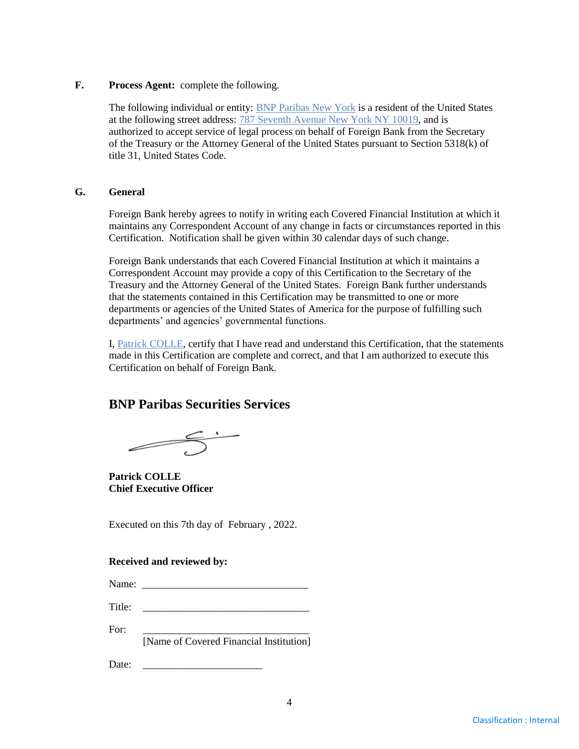**F. Process Agent:** complete the following.

The following individual or entity: BNP Paribas New York is a resident of the United States at the following street address: 787 Seventh Avenue New York NY 10019, and is authorized to accept service of legal process on behalf of Foreign Bank from the Secretary of the Treasury or the Attorney General of the United States pursuant to Section 5318(k) of title 31, United States Code.

**G. General**

Foreign Bank hereby agrees to notify in writing each Covered Financial Institution at which it maintains any Correspondent Account of any change in facts or circumstances reported in this Certification. Notification shall be given within 30 calendar days of such change.

Foreign Bank understands that each Covered Financial Institution at which it maintains a Correspondent Account may provide a copy of this Certification to the Secretary of the Treasury and the Attorney General of the United States. Foreign Bank further understands that the statements contained in this Certification may be transmitted to one or more departments or agencies of the United States of America for the purpose of fulfilling such departments' and agencies' governmental functions.

I, Patrick COLLE, certify that I have read and understand this Certification, that the statements made in this Certification are complete and correct, and that I am authorized to execute this Certification on behalf of Foreign Bank.

## BNP Paribas Securities Services

**Patrick COLLE**
**Chief Executive Officer**

Executed on this 7th day of February , 2022.

**Received and reviewed by:**

Name: ________________________________

Title: ________________________________

For: ________________________________
[Name of Covered Financial Institution]

Date: ______________________

Classification : Internal